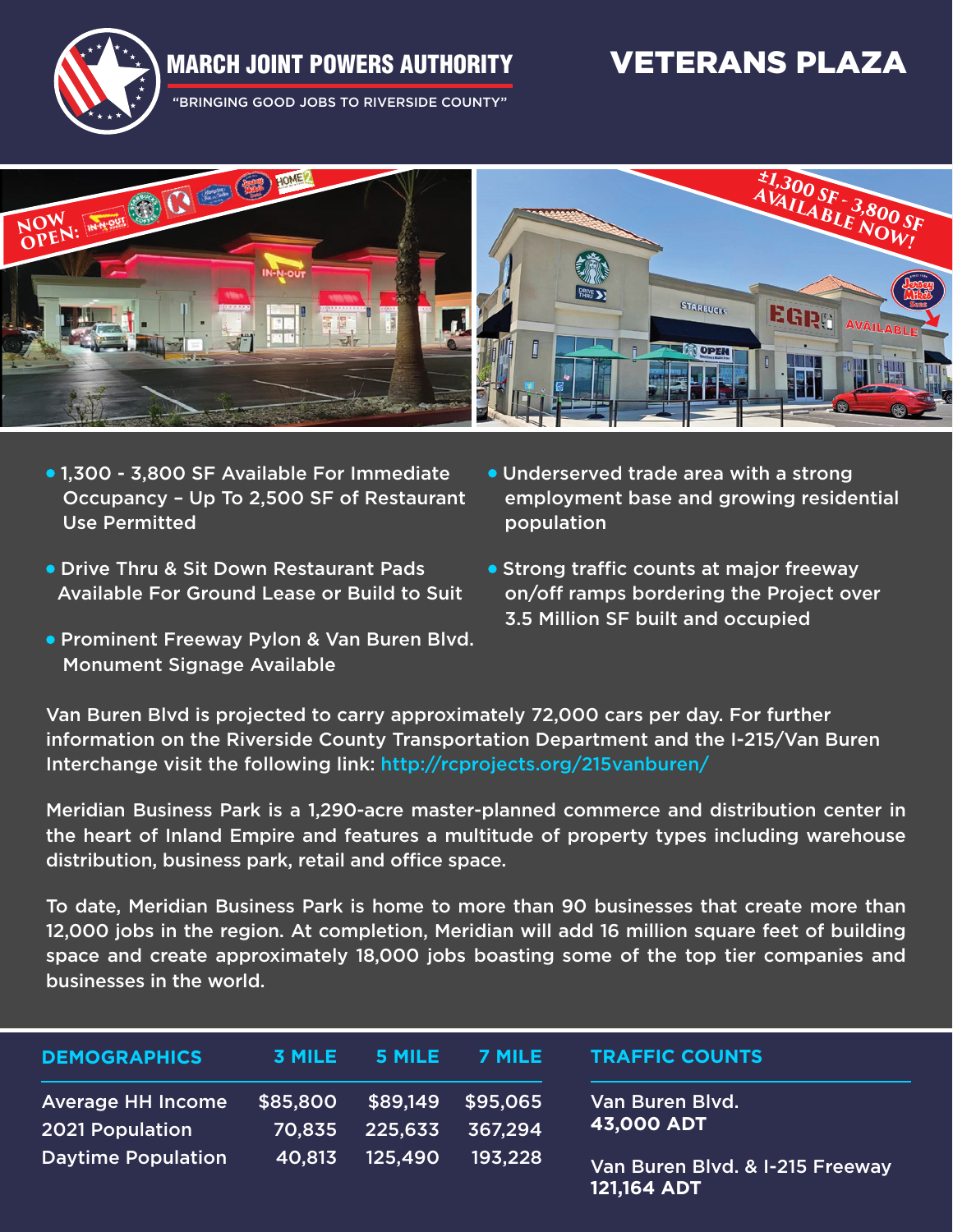# MARCH JOINT POWERS AUTHORITY

"BRINGING GOOD JOBS TO RIVERSIDE COUNTY"

# VETERANS PLAZA

NOW OPEN:

±1,300 SF - 3,800 SF AVAILABLE NOW!

- 1,300 - 3,800 SF Available For Immediate Occupancy – Up To 2,500 SF of Restaurant Use Permitted
- Drive Thru & Sit Down Restaurant Pads Available For Ground Lease or Build to Suit
- Prominent Freeway Pylon & Van Buren Blvd. Monument Signage Available
- Underserved trade area with a strong employment base and growing residential population
- Strong traffic counts at major freeway on/off ramps bordering the Project over 3.5 Million SF built and occupied

Van Buren Blvd is projected to carry approximately 72,000 cars per day. For further information on the Riverside County Transportation Department and the I-215/Van Buren Interchange visit the following link: http://rcprojects.org/215vanburen/

Meridian Business Park is a 1,290-acre master-planned commerce and distribution center in the heart of Inland Empire and features a multitude of property types including warehouse distribution, business park, retail and office space.

To date, Meridian Business Park is home to more than 90 businesses that create more than 12,000 jobs in the region. At completion, Meridian will add 16 million square feet of building space and create approximately 18,000 jobs boasting some of the top tier companies and businesses in the world.

| DEMOGRAPHICS | 3 MILE | 5 MILE | 7 MILE |
|---|---|---|---|
| Average HH Income | $85,800 | $89,149 | $95,065 |
| 2021 Population | 70,835 | 225,633 | 367,294 |
| Daytime Population | 40,813 | 125,490 | 193,228 |

**TRAFFIC COUNTS**

Van Buren Blvd.
**43,000 ADT**

Van Buren Blvd. & I-215 Freeway
**121,164 ADT**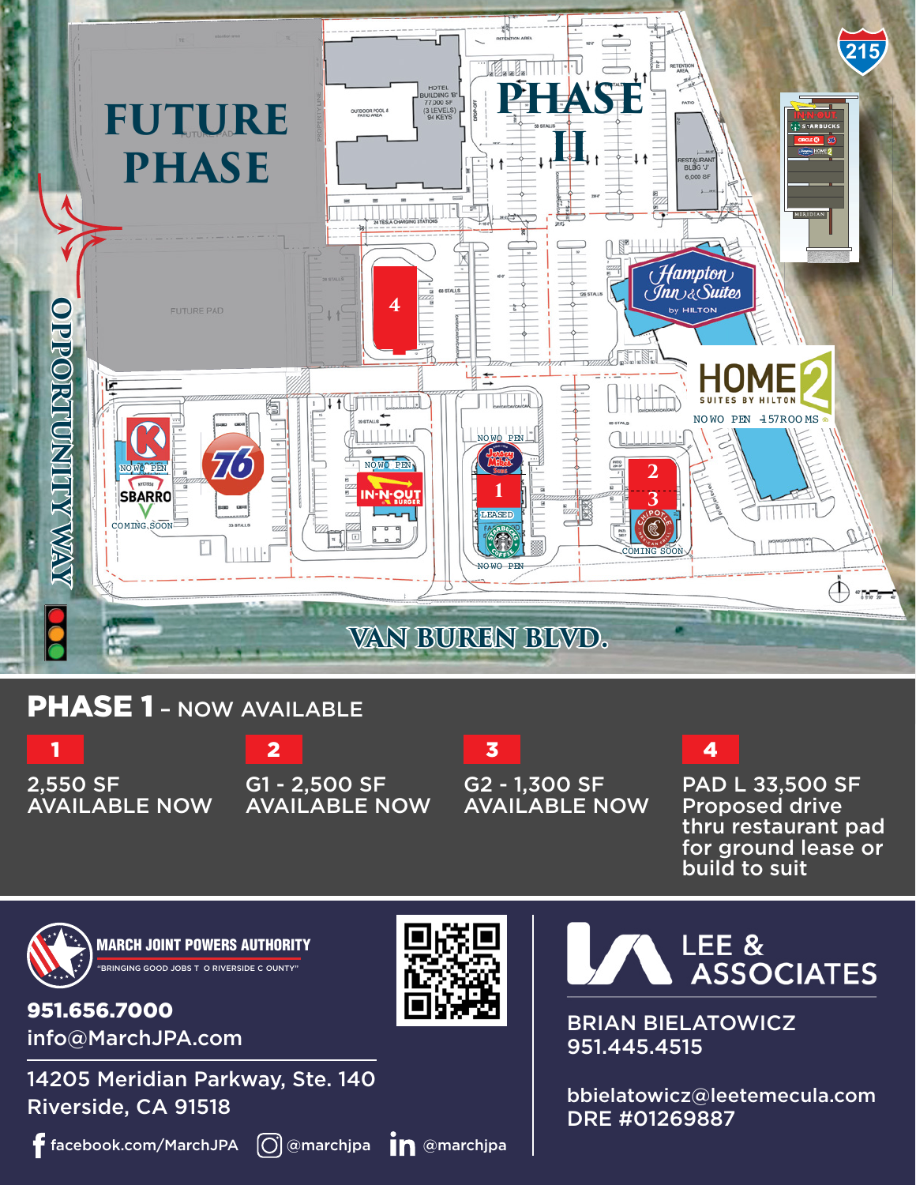# FUTURE PHASE

# PHASE II

OPPORTUNITY WAY

VAN BUREN BLVD.

215

HOTEL BUILDING 'B' 77,000 SF (3 LEVELS) 94 KEYS

OUTDOOR POOL & PATIO AREA

24 TESLA CHARGING STATIONS

RESTAURANT BLDG 'J' 6,000 SF

FUTURE PAD

Hampton Inn & Suites by HILTON

HOME2 SUITES BY HILTON

NOW OPEN 157 ROOMS

NOW OPEN

SBARRO

COMING SOON

76

IN-N-OUT BURGER

NOW OPEN

Jersey Mike's Subs

LEASED

STARBUCKS COFFEE

NOW OPEN

CHIPOTLE MEXICAN GRILL

COMING SOON

## PHASE 1 – NOW AVAILABLE

**1**
2,550 SF
AVAILABLE NOW

**2**
G1 - 2,500 SF
AVAILABLE NOW

**3**
G2 - 1,300 SF
AVAILABLE NOW

**4**
PAD L 33,500 SF
Proposed drive thru restaurant pad for ground lease or build to suit

**MARCH JOINT POWERS AUTHORITY**
"BRINGING GOOD JOBS TO RIVERSIDE COUNTY"

**951.656.7000**
info@MarchJPA.com

14205 Meridian Parkway, Ste. 140
Riverside, CA 91518

facebook.com/MarchJPA @marchjpa @marchjpa

**LEE & ASSOCIATES**

BRIAN BIELATOWICZ
951.445.4515

bbielatowicz@leetemecula.com
DRE #01269887